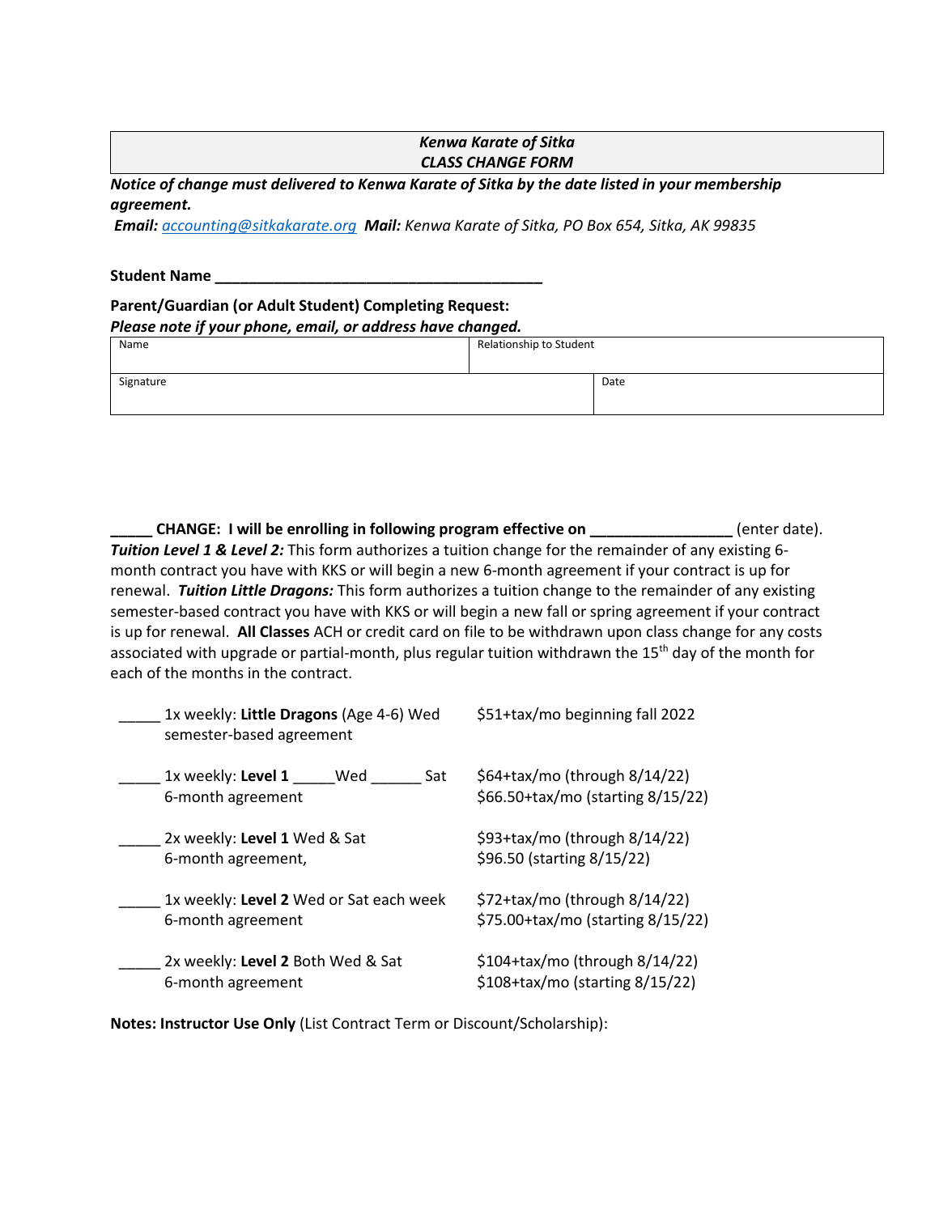**_Kenwa Karate of Sitka_**
**_CLASS CHANGE FORM_**

***Notice of change must delivered to Kenwa Karate of Sitka by the date listed in your membership agreement.***

***Email:*** *accounting@sitkakarate.org* ***Mail:*** *Kenwa Karate of Sitka, PO Box 654, Sitka, AK 99835*

**Student Name ________________________________________**

**Parent/Guardian (or Adult Student) Completing Request:**
***Please note if your phone, email, or address have changed.***

| Name | Relationship to Student |
| --- | --- |
| Signature | Date |

**_____ CHANGE: I will be enrolling in following program effective on _________________** (enter date).
***Tuition Level 1 & Level 2:*** This form authorizes a tuition change for the remainder of any existing 6-month contract you have with KKS or will begin a new 6-month agreement if your contract is up for renewal. ***Tuition Little Dragons:*** This form authorizes a tuition change to the remainder of any existing semester-based contract you have with KKS or will begin a new fall or spring agreement if your contract is up for renewal. **All Classes** ACH or credit card on file to be withdrawn upon class change for any costs associated with upgrade or partial-month, plus regular tuition withdrawn the 15th day of the month for each of the months in the contract.

| | |
| --- | --- |
| _____ 1x weekly: **Little Dragons** (Age 4-6) Wed semester-based agreement | $51+tax/mo beginning fall 2022 |
| _____ 1x weekly: **Level 1** _____Wed ______ Sat 6-month agreement | $64+tax/mo (through 8/14/22) $66.50+tax/mo (starting 8/15/22) |
| _____ 2x weekly: **Level 1** Wed & Sat 6-month agreement, | $93+tax/mo (through 8/14/22) $96.50 (starting 8/15/22) |
| _____ 1x weekly: **Level 2** Wed or Sat each week 6-month agreement | $72+tax/mo (through 8/14/22) $75.00+tax/mo (starting 8/15/22) |
| _____ 2x weekly: **Level 2** Both Wed & Sat 6-month agreement | $104+tax/mo (through 8/14/22) $108+tax/mo (starting 8/15/22) |

**Notes: Instructor Use Only** (List Contract Term or Discount/Scholarship):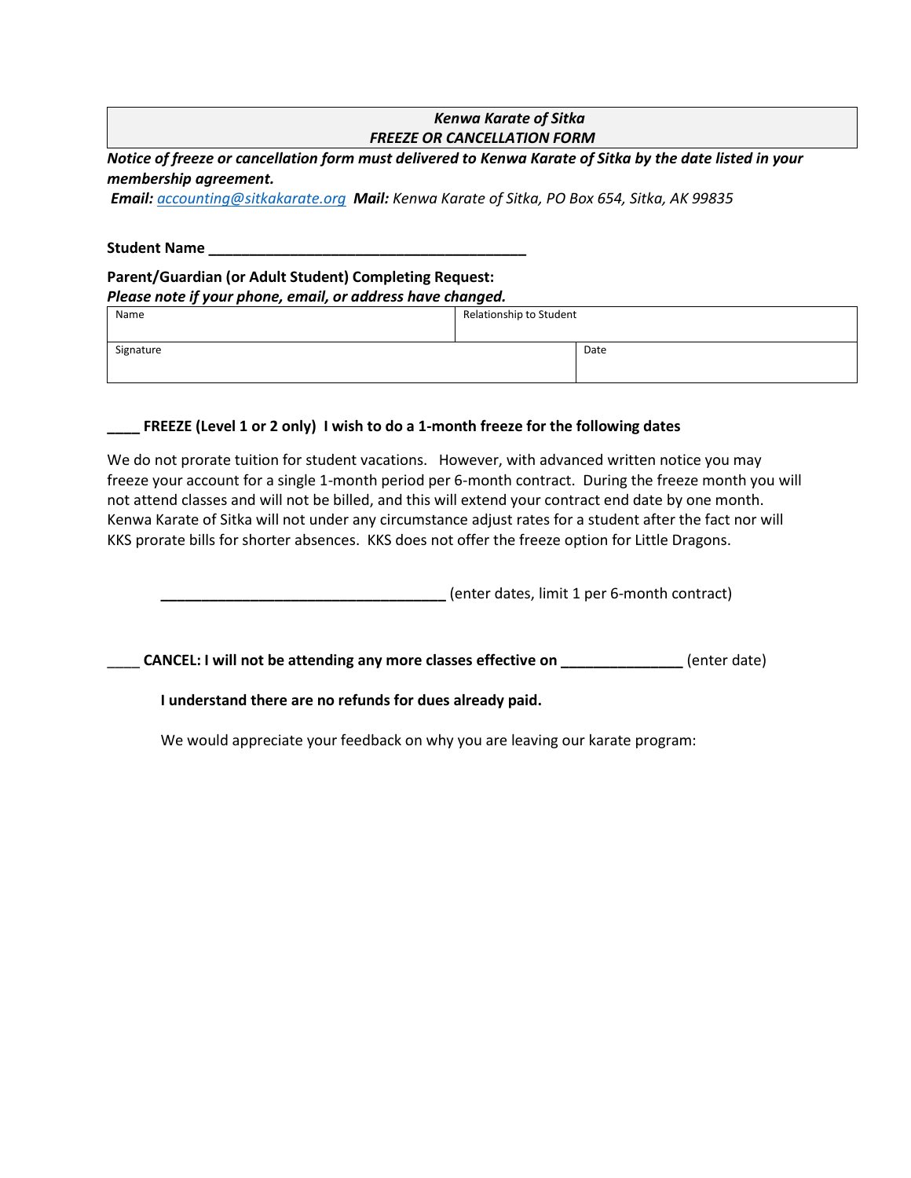*Kenwa Karate of Sitka*
***FREEZE OR CANCELLATION FORM***

***Notice of freeze or cancellation form must delivered to Kenwa Karate of Sitka by the date listed in your membership agreement.***

***Email:*** *accounting@sitkakarate.org* ***Mail:*** *Kenwa Karate of Sitka, PO Box 654, Sitka, AK 99835*

**Student Name ________________________________________**

**Parent/Guardian (or Adult Student) Completing Request:**
***Please note if your phone, email, or address have changed.***

| Name | Relationship to Student | |
|---|---|---|
| Signature | | Date |

**____ FREEZE (Level 1 or 2 only) I wish to do a 1-month freeze for the following dates**

We do not prorate tuition for student vacations. However, with advanced written notice you may freeze your account for a single 1-month period per 6-month contract. During the freeze month you will not attend classes and will not be billed, and this will extend your contract end date by one month. Kenwa Karate of Sitka will not under any circumstance adjust rates for a student after the fact nor will KKS prorate bills for shorter absences. KKS does not offer the freeze option for Little Dragons.

___________________________________ (enter dates, limit 1 per 6-month contract)

____ **CANCEL: I will not be attending any more classes effective on _______________** (enter date)

**I understand there are no refunds for dues already paid.**

We would appreciate your feedback on why you are leaving our karate program: